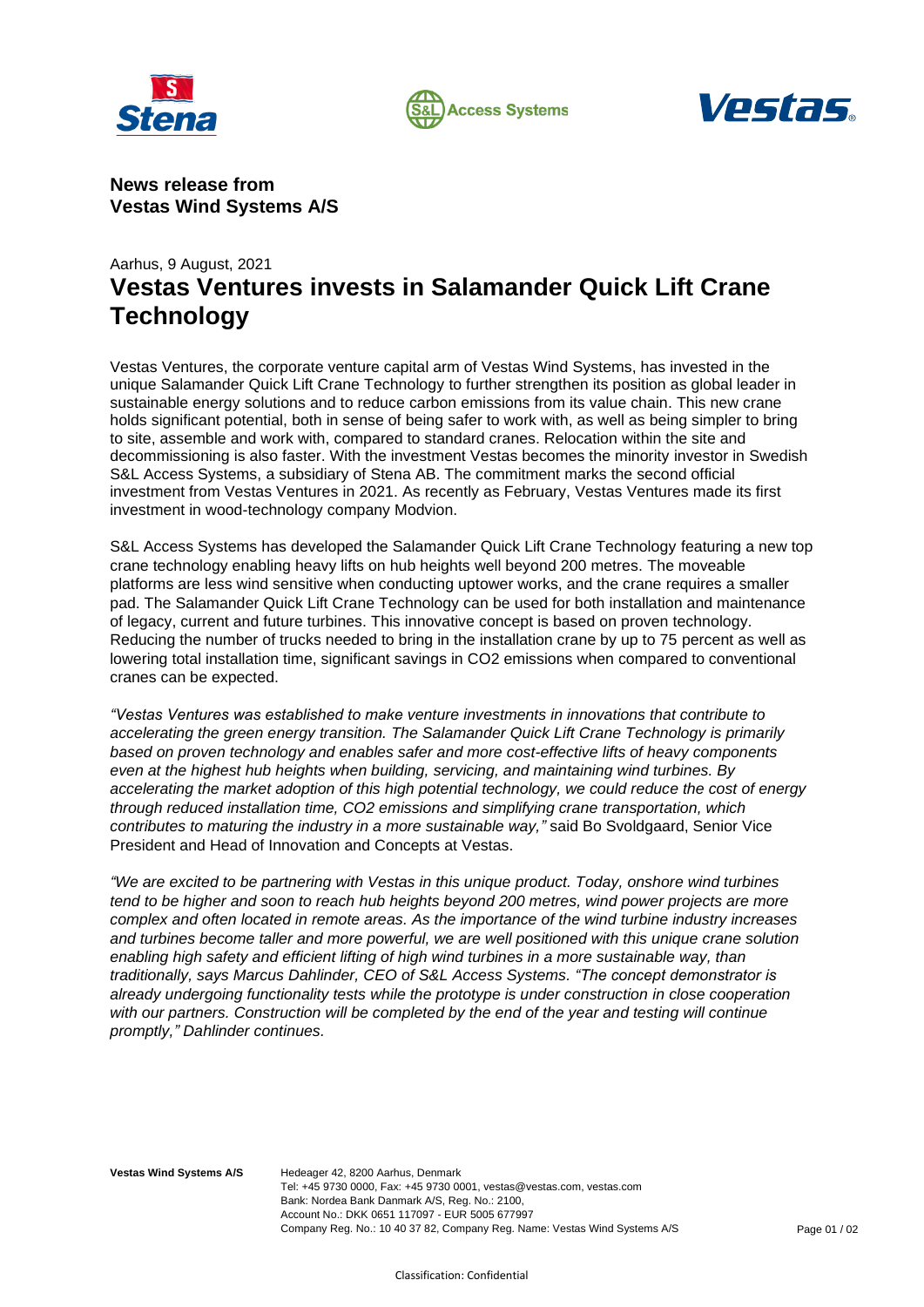**News release from**
**Vestas Wind Systems A/S**

Aarhus, 9 August, 2021

# Vestas Ventures invests in Salamander Quick Lift Crane Technology

Vestas Ventures, the corporate venture capital arm of Vestas Wind Systems, has invested in the unique Salamander Quick Lift Crane Technology to further strengthen its position as global leader in sustainable energy solutions and to reduce carbon emissions from its value chain. This new crane holds significant potential, both in sense of being safer to work with, as well as being simpler to bring to site, assemble and work with, compared to standard cranes. Relocation within the site and decommissioning is also faster. With the investment Vestas becomes the minority investor in Swedish S&L Access Systems, a subsidiary of Stena AB. The commitment marks the second official investment from Vestas Ventures in 2021. As recently as February, Vestas Ventures made its first investment in wood-technology company Modvion.

S&L Access Systems has developed the Salamander Quick Lift Crane Technology featuring a new top crane technology enabling heavy lifts on hub heights well beyond 200 metres. The moveable platforms are less wind sensitive when conducting uptower works, and the crane requires a smaller pad. The Salamander Quick Lift Crane Technology can be used for both installation and maintenance of legacy, current and future turbines. This innovative concept is based on proven technology. Reducing the number of trucks needed to bring in the installation crane by up to 75 percent as well as lowering total installation time, significant savings in $CO_2$ emissions when compared to conventional cranes can be expected.

*"Vestas Ventures was established to make venture investments in innovations that contribute to accelerating the green energy transition. The Salamander Quick Lift Crane Technology is primarily based on proven technology and enables safer and more cost-effective lifts of heavy components even at the highest hub heights when building, servicing, and maintaining wind turbines. By accelerating the market adoption of this high potential technology, we could reduce the cost of energy through reduced installation time, $CO_2$ emissions and simplifying crane transportation, which contributes to maturing the industry in a more sustainable way,"* said Bo Svoldgaard, Senior Vice President and Head of Innovation and Concepts at Vestas.

*"We are excited to be partnering with Vestas in this unique product. Today, onshore wind turbines tend to be higher and soon to reach hub heights beyond 200 metres, wind power projects are more complex and often located in remote areas. As the importance of the wind turbine industry increases and turbines become taller and more powerful, we are well positioned with this unique crane solution enabling high safety and efficient lifting of high wind turbines in a more sustainable way, than traditionally, says Marcus Dahlinder, CEO of S&L Access Systems. "The concept demonstrator is already undergoing functionality tests while the prototype is under construction in close cooperation with our partners. Construction will be completed by the end of the year and testing will continue promptly," Dahlinder continues.*

**Vestas Wind Systems A/S**
Hedeager 42, 8200 Aarhus, Denmark
Tel: +45 9730 0000, Fax: +45 9730 0001, vestas@vestas.com, vestas.com
Bank: Nordea Bank Danmark A/S, Reg. No.: 2100,
Account No.: DKK 0651 117097 - EUR 5005 677997
Company Reg. No.: 10 40 37 82, Company Reg. Name: Vestas Wind Systems A/S

Classification: Confidential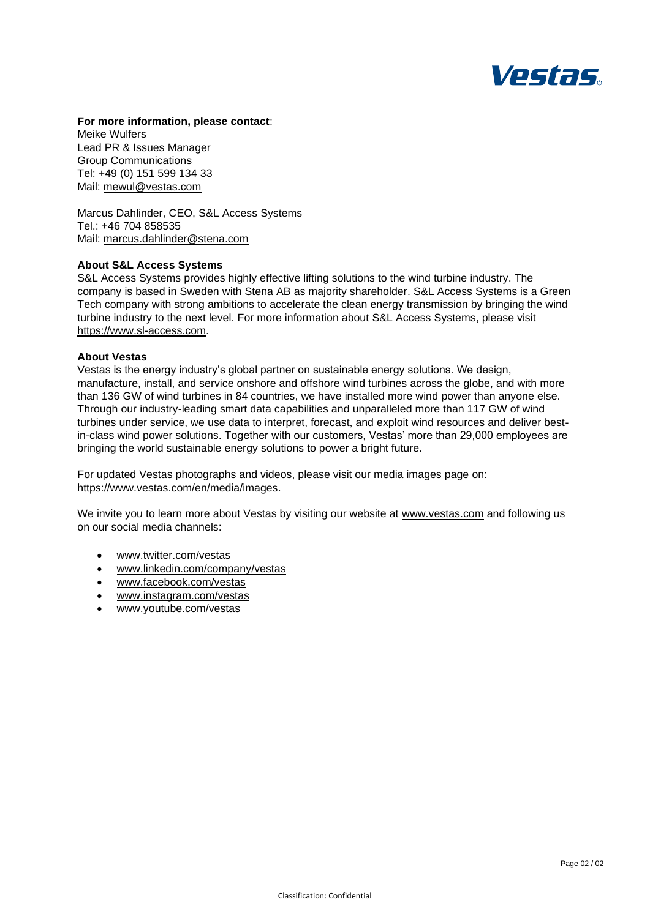**For more information, please contact**:
Meike Wulfers
Lead PR & Issues Manager
Group Communications
Tel: +49 (0) 151 599 134 33
Mail: mewul@vestas.com

Marcus Dahlinder, CEO, S&L Access Systems
Tel.: +46 704 858535
Mail: marcus.dahlinder@stena.com

**About S&L Access Systems**

S&L Access Systems provides highly effective lifting solutions to the wind turbine industry. The company is based in Sweden with Stena AB as majority shareholder. S&L Access Systems is a Green Tech company with strong ambitions to accelerate the clean energy transmission by bringing the wind turbine industry to the next level. For more information about S&L Access Systems, please visit https://www.sl-access.com.

**About Vestas**

Vestas is the energy industry's global partner on sustainable energy solutions. We design, manufacture, install, and service onshore and offshore wind turbines across the globe, and with more than 136 GW of wind turbines in 84 countries, we have installed more wind power than anyone else. Through our industry-leading smart data capabilities and unparalleled more than 117 GW of wind turbines under service, we use data to interpret, forecast, and exploit wind resources and deliver best-in-class wind power solutions. Together with our customers, Vestas' more than 29,000 employees are bringing the world sustainable energy solutions to power a bright future.

For updated Vestas photographs and videos, please visit our media images page on: https://www.vestas.com/en/media/images.

We invite you to learn more about Vestas by visiting our website at www.vestas.com and following us on our social media channels:

- www.twitter.com/vestas
- www.linkedin.com/company/vestas
- www.facebook.com/vestas
- www.instagram.com/vestas
- www.youtube.com/vestas